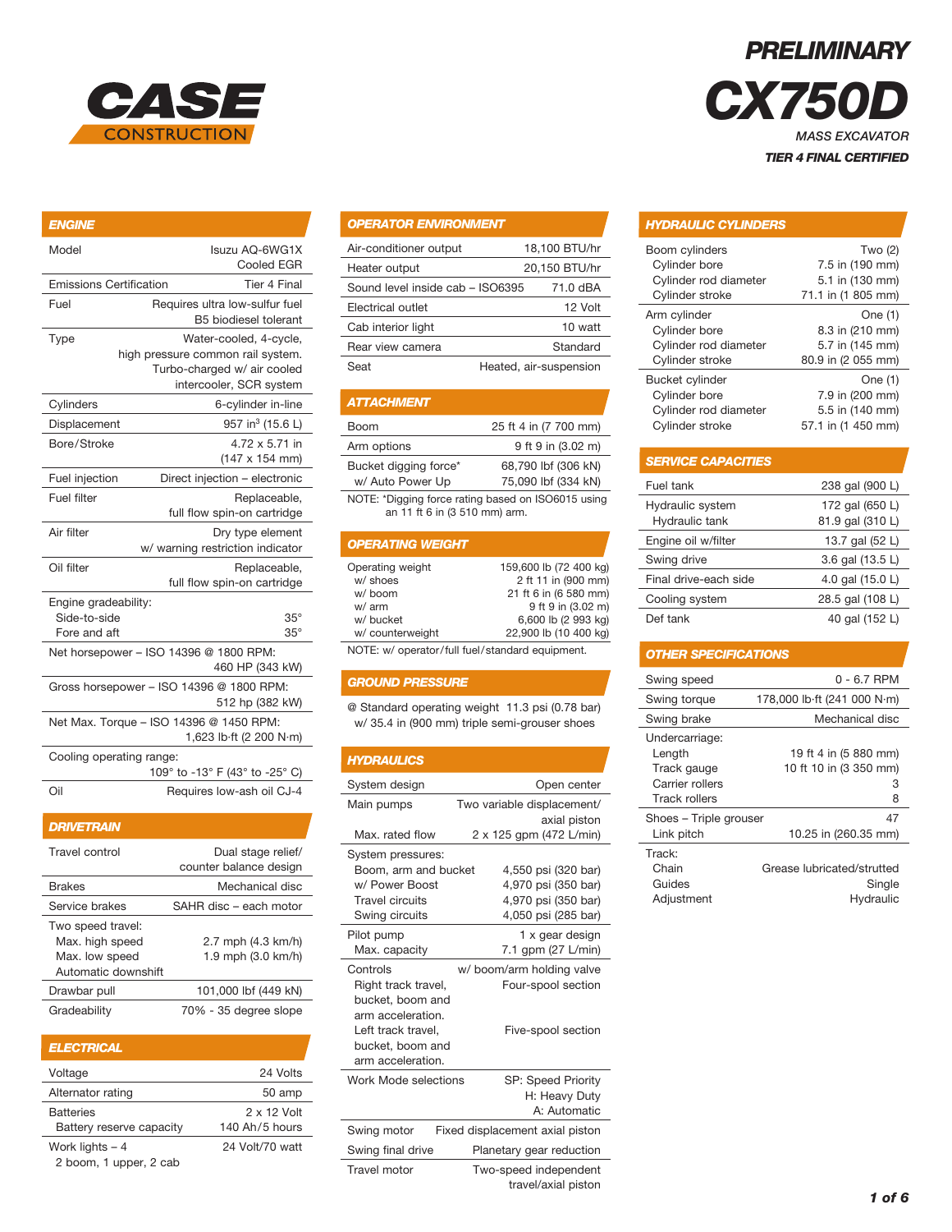CASE CONSTRUCTION

# PRELIMINARY CX750D

*MASS EXCAVATOR*

***TIER 4 FINAL CERTIFIED***

## ENGINE

| | |
|---|---|
| Model | Isuzu AQ-6WG1X Cooled EGR |
| Emissions Certification | Tier 4 Final |
| Fuel | Requires ultra low-sulfur fuel B5 biodiesel tolerant |
| Type | Water-cooled, 4-cycle, high pressure common rail system. Turbo-charged w/ air cooled intercooler, SCR system |
| Cylinders | 6-cylinder in-line |
| Displacement | 957 in³ (15.6 L) |
| Bore/Stroke | 4.72 x 5.71 in (147 x 154 mm) |
| Fuel injection | Direct injection – electronic |
| Fuel filter | Replaceable, full flow spin-on cartridge |
| Air filter | Dry type element w/ warning restriction indicator |
| Oil filter | Replaceable, full flow spin-on cartridge |
| Engine gradeability: | |
| Side-to-side | 35° |
| Fore and aft | 35° |
| Net horsepower – ISO 14396 @ 1800 RPM: | 460 HP (343 kW) |
| Gross horsepower – ISO 14396 @ 1800 RPM: | 512 hp (382 kW) |
| Net Max. Torque – ISO 14396 @ 1450 RPM: | 1,623 lb·ft (2 200 N·m) |
| Cooling operating range: | 109° to -13° F (43° to -25° C) |
| Oil | Requires low-ash oil CJ-4 |

## DRIVETRAIN

| | |
|---|---|
| Travel control | Dual stage relief/ counter balance design |
| Brakes | Mechanical disc |
| Service brakes | SAHR disc – each motor |
| Two speed travel: | |
| Max. high speed | 2.7 mph (4.3 km/h) |
| Max. low speed | 1.9 mph (3.0 km/h) |
| Automatic downshift | |
| Drawbar pull | 101,000 lbf (449 kN) |
| Gradeability | 70% - 35 degree slope |

## ELECTRICAL

| | |
|---|---|
| Voltage | 24 Volts |
| Alternator rating | 50 amp |
| Batteries | 2 x 12 Volt |
| Battery reserve capacity | 140 Ah/5 hours |
| Work lights – 4 (2 boom, 1 upper, 2 cab) | 24 Volt/70 watt |

## OPERATOR ENVIRONMENT

| | |
|---|---|
| Air-conditioner output | 18,100 BTU/hr |
| Heater output | 20,150 BTU/hr |
| Sound level inside cab – ISO6395 | 71.0 dBA |
| Electrical outlet | 12 Volt |
| Cab interior light | 10 watt |
| Rear view camera | Standard |
| Seat | Heated, air-suspension |

## ATTACHMENT

| | |
|---|---|
| Boom | 25 ft 4 in (7 700 mm) |
| Arm options | 9 ft 9 in (3.02 m) |
| Bucket digging force* | 68,790 lbf (306 kN) |
| w/ Auto Power Up | 75,090 lbf (334 kN) |

NOTE: *Digging force rating based on ISO6015 using an 11 ft 6 in (3 510 mm) arm.

## OPERATING WEIGHT

| | |
|---|---|
| Operating weight | 159,600 lb (72 400 kg) |
| w/ shoes | 2 ft 11 in (900 mm) |
| w/ boom | 21 ft 6 in (6 580 mm) |
| w/ arm | 9 ft 9 in (3.02 m) |
| w/ bucket | 6,600 lb (2 993 kg) |
| w/ counterweight | 22,900 lb (10 400 kg) |

NOTE: w/ operator/full fuel/standard equipment.

## GROUND PRESSURE

@ Standard operating weight 11.3 psi (0.78 bar) w/ 35.4 in (900 mm) triple semi-grouser shoes

## HYDRAULICS

| | |
|---|---|
| System design | Open center |
| Main pumps | Two variable displacement/ axial piston |
| Max. rated flow | 2 x 125 gpm (472 L/min) |
| System pressures: | |
| Boom, arm and bucket | 4,550 psi (320 bar) |
| w/ Power Boost | 4,970 psi (350 bar) |
| Travel circuits | 4,970 psi (350 bar) |
| Swing circuits | 4,050 psi (285 bar) |
| Pilot pump | 1 x gear design |
| Max. capacity | 7.1 gpm (27 L/min) |
| Controls | w/ boom/arm holding valve |
| Right track travel, bucket, boom and arm acceleration. | Four-spool section |
| Left track travel, bucket, boom and arm acceleration. | Five-spool section |
| Work Mode selections | SP: Speed Priority H: Heavy Duty A: Automatic |
| Swing motor | Fixed displacement axial piston |
| Swing final drive | Planetary gear reduction |
| Travel motor | Two-speed independent travel/axial piston |

## HYDRAULIC CYLINDERS

| | |
|---|---|
| Boom cylinders | Two (2) |
| Cylinder bore | 7.5 in (190 mm) |
| Cylinder rod diameter | 5.1 in (130 mm) |
| Cylinder stroke | 71.1 in (1 805 mm) |
| Arm cylinder | One (1) |
| Cylinder bore | 8.3 in (210 mm) |
| Cylinder rod diameter | 5.7 in (145 mm) |
| Cylinder stroke | 80.9 in (2 055 mm) |
| Bucket cylinder | One (1) |
| Cylinder bore | 7.9 in (200 mm) |
| Cylinder rod diameter | 5.5 in (140 mm) |
| Cylinder stroke | 57.1 in (1 450 mm) |

## SERVICE CAPACITIES

| | |
|---|---|
| Fuel tank | 238 gal (900 L) |
| Hydraulic system | 172 gal (650 L) |
| Hydraulic tank | 81.9 gal (310 L) |
| Engine oil w/filter | 13.7 gal (52 L) |
| Swing drive | 3.6 gal (13.5 L) |
| Final drive-each side | 4.0 gal (15.0 L) |
| Cooling system | 28.5 gal (108 L) |
| Def tank | 40 gal (152 L) |

## OTHER SPECIFICATIONS

| | |
|---|---|
| Swing speed | 0 - 6.7 RPM |
| Swing torque | 178,000 lb·ft (241 000 N·m) |
| Swing brake | Mechanical disc |
| Undercarriage: | |
| Length | 19 ft 4 in (5 880 mm) |
| Track gauge | 10 ft 10 in (3 350 mm) |
| Carrier rollers | 3 |
| Track rollers | 8 |
| Shoes – Triple grouser | 47 |
| Link pitch | 10.25 in (260.35 mm) |
| Track: | |
| Chain | Grease lubricated/strutted |
| Guides | Single |
| Adjustment | Hydraulic |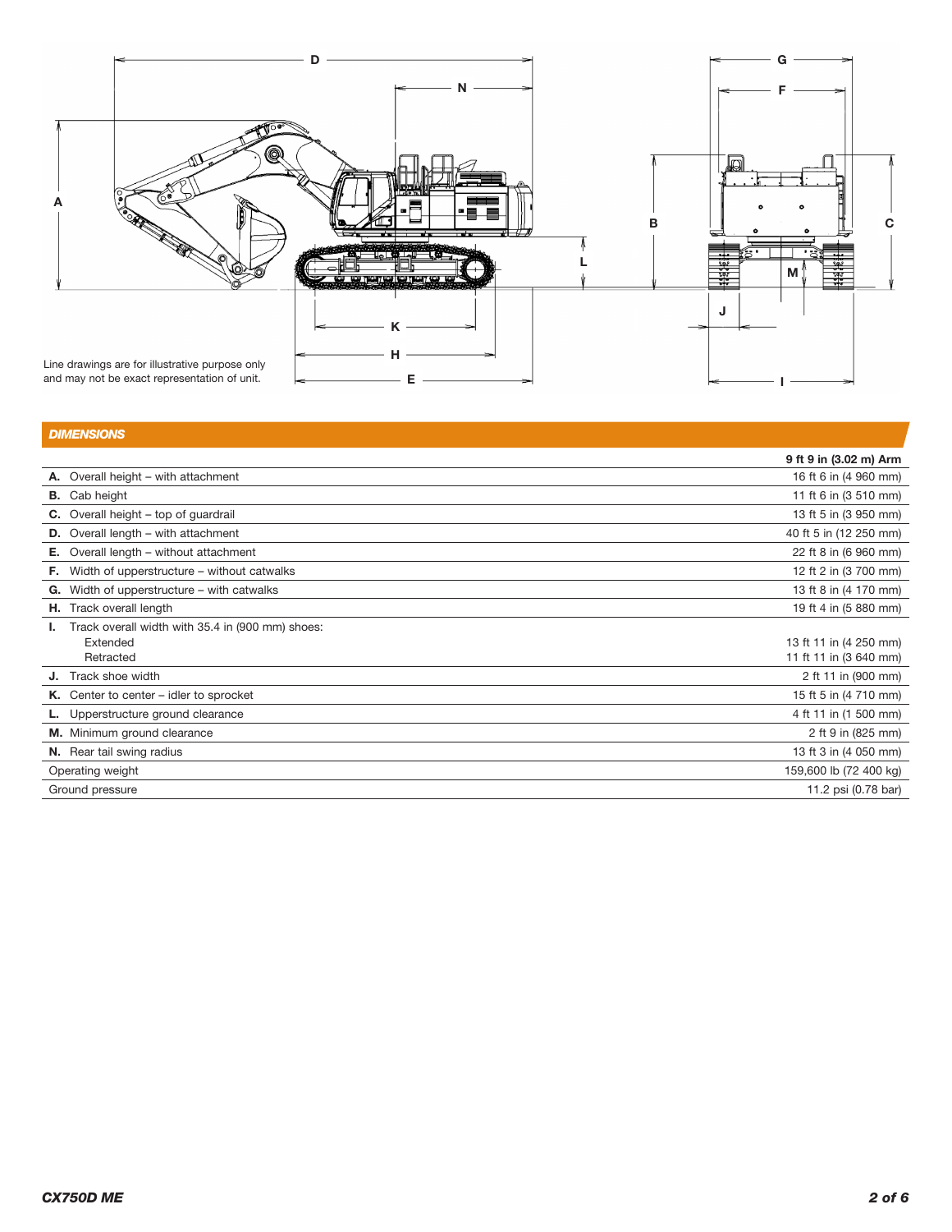Line drawings are for illustrative purpose only and may not be exact representation of unit.

## DIMENSIONS

| | 9 ft 9 in (3.02 m) Arm |
|---|---|
| **A.** Overall height – with attachment | 16 ft 6 in (4 960 mm) |
| **B.** Cab height | 11 ft 6 in (3 510 mm) |
| **C.** Overall height – top of guardrail | 13 ft 5 in (3 950 mm) |
| **D.** Overall length – with attachment | 40 ft 5 in (12 250 mm) |
| **E.** Overall length – without attachment | 22 ft 8 in (6 960 mm) |
| **F.** Width of upperstructure – without catwalks | 12 ft 2 in (3 700 mm) |
| **G.** Width of upperstructure – with catwalks | 13 ft 8 in (4 170 mm) |
| **H.** Track overall length | 19 ft 4 in (5 880 mm) |
| **I.** Track overall width with 35.4 in (900 mm) shoes: | |
| Extended | 13 ft 11 in (4 250 mm) |
| Retracted | 11 ft 11 in (3 640 mm) |
| **J.** Track shoe width | 2 ft 11 in (900 mm) |
| **K.** Center to center – idler to sprocket | 15 ft 5 in (4 710 mm) |
| **L.** Upperstructure ground clearance | 4 ft 11 in (1 500 mm) |
| **M.** Minimum ground clearance | 2 ft 9 in (825 mm) |
| **N.** Rear tail swing radius | 13 ft 3 in (4 050 mm) |
| Operating weight | 159,600 lb (72 400 kg) |
| Ground pressure | 11.2 psi (0.78 bar) |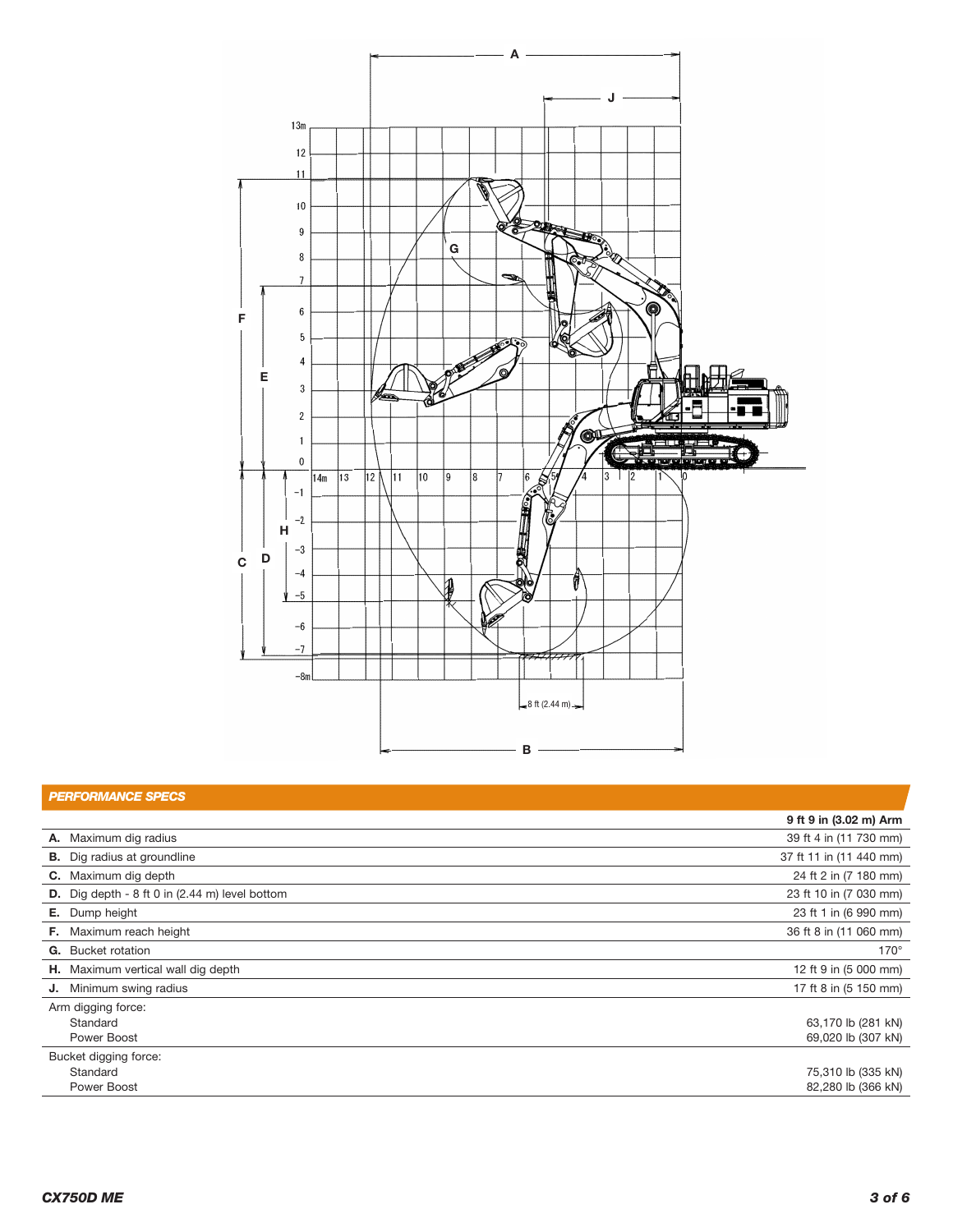## PERFORMANCE SPECS

| | 9 ft 9 in (3.02 m) Arm |
|---|---|
| **A.** Maximum dig radius | 39 ft 4 in (11 730 mm) |
| **B.** Dig radius at groundline | 37 ft 11 in (11 440 mm) |
| **C.** Maximum dig depth | 24 ft 2 in (7 180 mm) |
| **D.** Dig depth - 8 ft 0 in (2.44 m) level bottom | 23 ft 10 in (7 030 mm) |
| **E.** Dump height | 23 ft 1 in (6 990 mm) |
| **F.** Maximum reach height | 36 ft 8 in (11 060 mm) |
| **G.** Bucket rotation | 170° |
| **H.** Maximum vertical wall dig depth | 12 ft 9 in (5 000 mm) |
| **J.** Minimum swing radius | 17 ft 8 in (5 150 mm) |
| Arm digging force: | |
| Standard | 63,170 lb (281 kN) |
| Power Boost | 69,020 lb (307 kN) |
| Bucket digging force: | |
| Standard | 75,310 lb (335 kN) |
| Power Boost | 82,280 lb (366 kN) |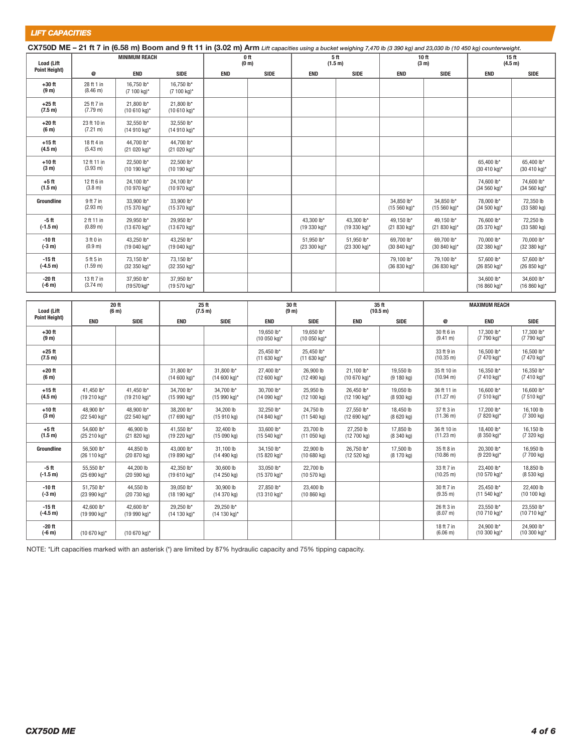## LIFT CAPACITIES

**CX750D ME – 21 ft 7 in (6.58 m) Boom and 9 ft 11 in (3.02 m) Arm** *Lift capacities using a bucket weighing 7,470 lb (3 390 kg) and 23,030 lb (10 450 kg) counterweight.*

| Load (Lift Point Height) | MINIMUM REACH | | | 0 ft (0 m) | | 5 ft (1.5 m) | | 10 ft (3 m) | | 15 ft (4.5 m) | |
|---|---|---|---|---|---|---|---|---|---|---|---|
| | @ | END | SIDE | END | SIDE | END | SIDE | END | SIDE | END | SIDE |
| +30 ft (9 m) | 28 ft 1 in (8.46 m) | 16,750 lb* (7 100 kg)* | 16,750 lb* (7 100 kg)* | | | | | | | | |
| +25 ft (7.5 m) | 25 ft 7 in (7.79 m) | 21,800 lb* (10 610 kg)* | 21,800 lb* (10 610 kg)* | | | | | | | | |
| +20 ft (6 m) | 23 ft 10 in (7.21 m) | 32,550 lb* (14 910 kg)* | 32,550 lb* (14 910 kg)* | | | | | | | | |
| +15 ft (4.5 m) | 18 ft 4 in (5.43 m) | 44,700 lb* (21 020 kg)* | 44,700 lb* (21 020 kg)* | | | | | | | | |
| +10 ft (3 m) | 12 ft 11 in (3.93 m) | 22,500 lb* (10 190 kg)* | 22,500 lb* (10 190 kg)* | | | | | | | 65,400 lb* (30 410 kg)* | 65,400 lb* (30 410 kg)* |
| +5 ft (1.5 m) | 12 ft 6 in (3.8 m) | 24,100 lb* (10 970 kg)* | 24,100 lb* (10 970 kg)* | | | | | | | 74,600 lb* (34 560 kg)* | 74,600 lb* (34 560 kg)* |
| Groundline | 9 ft 7 in (2.93 m) | 33,900 lb* (15 370 kg)* | 33,900 lb* (15 370 kg)* | | | | | 34,850 lb* (15 560 kg)* | 34,850 lb* (15 560 kg)* | 78,000 lb* (34 500 kg)* | 72,350 lb (33 580 kg) |
| -5 ft (-1.5 m) | 2 ft 11 in (0.89 m) | 29,950 lb* (13 670 kg)* | 29,950 lb* (13 670 kg)* | | | 43,300 lb* (19 330 kg)* | 43,300 lb* (19 330 kg)* | 49,150 lb* (21 830 kg)* | 49,150 lb* (21 830 kg)* | 76,600 lb* (35 370 kg)* | 72,250 lb (33 580 kg) |
| -10 ft (-3 m) | 3 ft 0 in (0.9 m) | 43,250 lb* (19 040 kg)* | 43,250 lb* (19 040 kg)* | | | 51,950 lb* (23 300 kg)* | 51,950 lb* (23 300 kg)* | 69,700 lb* (30 840 kg)* | 69,700 lb* (30 840 kg)* | 70,000 lb* (32 380 kg)* | 70,000 lb* (32 380 kg)* |
| -15 ft (-4.5 m) | 5 ft 5 in (1.59 m) | 73,150 lb* (32 350 kg)* | 73,150 lb* (32 350 kg)* | | | | | 79,100 lb* (36 830 kg)* | 79,100 lb* (36 830 kg)* | 57,600 lb* (26 850 kg)* | 57,600 lb* (26 850 kg)* |
| -20 ft (-6 m) | 13 ft 7 in (3.74 m) | 37,950 lb* (19 570 kg)* | 37,950 lb* (19 570 kg)* | | | | | | | 34,600 lb* (16 860 kg)* | 34,600 lb* (16 860 kg)* |

| Load (Lift Point Height) | 20 ft (6 m) | | 25 ft (7.5 m) | | 30 ft (9 m) | | 35 ft (10.5 m) | | MAXIMUM REACH | | |
|---|---|---|---|---|---|---|---|---|---|---|---|
| | END | SIDE | END | SIDE | END | SIDE | END | SIDE | @ | END | SIDE |
| +30 ft (9 m) | | | | | 19,650 lb* (10 050 kg)* | 19,650 lb* (10 050 kg)* | | | 30 ft 6 in (9.41 m) | 17,300 lb* (7 790 kg)* | 17,300 lb* (7 790 kg)* |
| +25 ft (7.5 m) | | | | | 25,450 lb* (11 630 kg)* | 25,450 lb* (11 630 kg)* | | | 33 ft 9 in (10.35 m) | 16,500 lb* (7 470 kg)* | 16,500 lb* (7 470 kg)* |
| +20 ft (6 m) | | | 31,800 lb* (14 600 kg)* | 31,800 lb* (14 600 kg)* | 27,400 lb* (12 600 kg)* | 26,900 lb (12 490 kg) | 21,100 lb* (10 670 kg)* | 19,550 lb (9 180 kg) | 35 ft 10 in (10.94 m) | 16,350 lb* (7 410 kg)* | 16,350 lb* (7 410 kg)* |
| +15 ft (4.5 m) | 41,450 lb* (19 210 kg)* | 41,450 lb* (19 210 kg)* | 34,700 lb* (15 990 kg)* | 34,700 lb* (15 990 kg)* | 30,700 lb* (14 090 kg)* | 25,950 lb (12 100 kg) | 26,450 lb* (12 190 kg)* | 19,050 lb (8 930 kg) | 36 ft 11 in (11.27 m) | 16,600 lb* (7 510 kg)* | 16,600 lb* (7 510 kg)* |
| +10 ft (3 m) | 48,900 lb* (22 540 kg)* | 48,900 lb* (22 540 kg)* | 38,200 lb* (17 690 kg)* | 34,200 lb (15 910 kg) | 32,250 lb* (14 840 kg)* | 24,750 lb (11 540 kg) | 27,550 lb* (12 690 kg)* | 18,450 lb (8 620 kg) | 37 ft 3 in (11.36 m) | 17,200 lb* (7 820 kg)* | 16,100 lb (7 300 kg) |
| +5 ft (1.5 m) | 54,600 lb* (25 210 kg)* | 46,900 lb (21 820 kg) | 41,550 lb* (19 220 kg)* | 32,400 lb (15 090 kg) | 33,600 lb* (15 540 kg)* | 23,700 lb (11 050 kg) | 27,250 lb (12 700 kg) | 17,850 lb (8 340 kg) | 36 ft 10 in (11.23 m) | 18,400 lb* (8 350 kg)* | 16,150 lb (7 320 kg) |
| Groundline | 56,500 lb* (26 110 kg)* | 44,850 lb (20 870 kg) | 43,000 lb* (19 890 kg)* | 31,100 lb (14 490 kg) | 34,150 lb* (15 820 kg)* | 22,900 lb (10 680 kg) | 26,750 lb* (12 520 kg) | 17,500 lb (8 170 kg) | 35 ft 8 in (10.86 m) | 20,300 lb* (9 220 kg)* | 16,950 lb (7 700 kg) |
| -5 ft (-1.5 m) | 55,550 lb* (25 690 kg)* | 44,200 lb (20 590 kg) | 42,350 lb* (19 610 kg)* | 30,600 lb (14 250 kg) | 33,050 lb* (15 370 kg)* | 22,700 lb (10 570 kg) | | | 33 ft 7 in (10.25 m) | 23,400 lb* (10 570 kg)* | 18,850 lb (8 530 kg) |
| -10 ft (-3 m) | 51,750 lb* (23 990 kg)* | 44,550 lb (20 730 kg) | 39,050 lb* (18 190 kg)* | 30,900 lb (14 370 kg) | 27,850 lb* (13 310 kg)* | 23,400 lb (10 860 kg) | | | 30 ft 7 in (9.35 m) | 25,450 lb* (11 540 kg)* | 22,400 lb (10 100 kg) |
| -15 ft (-4.5 m) | 42,600 lb* (19 990 kg)* | 42,600 lb* (19 990 kg)* | 29,250 lb* (14 130 kg)* | 29,250 lb* (14 130 kg)* | | | | | 26 ft 3 in (8.07 m) | 23,550 lb* (10 710 kg)* | 23,550 lb* (10 710 kg)* |
| -20 ft (-6 m) | (10 670 kg)* | (10 670 kg)* | | | | | | | 18 ft 7 in (6.06 m) | 24,900 lb* (10 300 kg)* | 24,900 lb* (10 300 kg)* |

NOTE: *Lift capacities marked with an asterisk (*) are limited by 87% hydraulic capacity and 75% tipping capacity.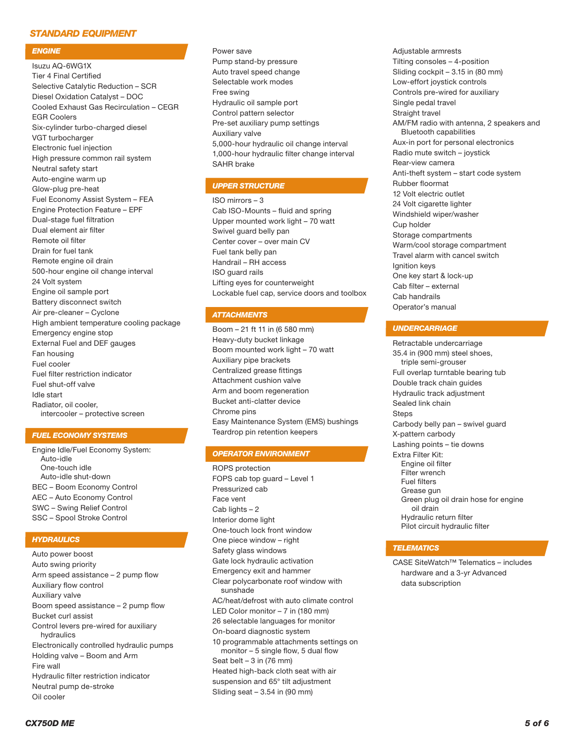# STANDARD EQUIPMENT

## ENGINE

- Isuzu AQ-6WG1X
- Tier 4 Final Certified
- Selective Catalytic Reduction – SCR
- Diesel Oxidation Catalyst – DOC
- Cooled Exhaust Gas Recirculation – CEGR
- EGR Coolers
- Six-cylinder turbo-charged diesel
- VGT turbocharger
- Electronic fuel injection
- High pressure common rail system
- Neutral safety start
- Auto-engine warm up
- Glow-plug pre-heat
- Fuel Economy Assist System – FEA
- Engine Protection Feature – EPF
- Dual-stage fuel filtration
- Dual element air filter
- Remote oil filter
- Drain for fuel tank
- Remote engine oil drain
- 500-hour engine oil change interval
- 24 Volt system
- Engine oil sample port
- Battery disconnect switch
- Air pre-cleaner – Cyclone
- High ambient temperature cooling package
- Emergency engine stop
- External Fuel and DEF gauges
- Fan housing
- Fuel cooler
- Fuel filter restriction indicator
- Fuel shut-off valve
- Idle start
- Radiator, oil cooler, intercooler – protective screen

## FUEL ECONOMY SYSTEMS

- Engine Idle/Fuel Economy System:
  - Auto-idle
  - One-touch idle
  - Auto-idle shut-down
- BEC – Boom Economy Control
- AEC – Auto Economy Control
- SWC – Swing Relief Control
- SSC – Spool Stroke Control

## HYDRAULICS

- Auto power boost
- Auto swing priority
- Arm speed assistance – 2 pump flow
- Auxiliary flow control
- Auxiliary valve
- Boom speed assistance – 2 pump flow
- Bucket curl assist
- Control levers pre-wired for auxiliary hydraulics
- Electronically controlled hydraulic pumps
- Holding valve – Boom and Arm
- Fire wall
- Hydraulic filter restriction indicator
- Neutral pump de-stroke
- Oil cooler
- Power save
- Pump stand-by pressure
- Auto travel speed change
- Selectable work modes
- Free swing
- Hydraulic oil sample port
- Control pattern selector
- Pre-set auxiliary pump settings
- Auxiliary valve
- 5,000-hour hydraulic oil change interval
- 1,000-hour hydraulic filter change interval
- SAHR brake

## UPPER STRUCTURE

- ISO mirrors – 3
- Cab ISO-Mounts – fluid and spring
- Upper mounted work light – 70 watt
- Swivel guard belly pan
- Center cover – over main CV
- Fuel tank belly pan
- Handrail – RH access
- ISO guard rails
- Lifting eyes for counterweight
- Lockable fuel cap, service doors and toolbox

## ATTACHMENTS

- Boom – 21 ft 11 in (6 580 mm)
- Heavy-duty bucket linkage
- Boom mounted work light – 70 watt
- Auxiliary pipe brackets
- Centralized grease fittings
- Attachment cushion valve
- Arm and boom regeneration
- Bucket anti-clatter device
- Chrome pins
- Easy Maintenance System (EMS) bushings
- Teardrop pin retention keepers

## OPERATOR ENVIRONMENT

- ROPS protection
- FOPS cab top guard – Level 1
- Pressurized cab
- Face vent
- Cab lights – 2
- Interior dome light
- One-touch lock front window
- One piece window – right
- Safety glass windows
- Gate lock hydraulic activation
- Emergency exit and hammer
- Clear polycarbonate roof window with sunshade
- AC/heat/defrost with auto climate control
- LED Color monitor – 7 in (180 mm)
- 26 selectable languages for monitor
- On-board diagnostic system
- 10 programmable attachments settings on monitor – 5 single flow, 5 dual flow
- Seat belt – 3 in (76 mm)
- Heated high-back cloth seat with air suspension and 65° tilt adjustment
- Sliding seat – 3.54 in (90 mm)
- Adjustable armrests
- Tilting consoles – 4-position
- Sliding cockpit – 3.15 in (80 mm)
- Low-effort joystick controls
- Controls pre-wired for auxiliary
- Single pedal travel
- Straight travel
- AM/FM radio with antenna, 2 speakers and Bluetooth capabilities
- Aux-in port for personal electronics
- Radio mute switch – joystick
- Rear-view camera
- Anti-theft system – start code system
- Rubber floormat
- 12 Volt electric outlet
- 24 Volt cigarette lighter
- Windshield wiper/washer
- Cup holder
- Storage compartments
- Warm/cool storage compartment
- Travel alarm with cancel switch
- Ignition keys
- One key start & lock-up
- Cab filter – external
- Cab handrails
- Operator's manual

## UNDERCARRIAGE

- Retractable undercarriage
- 35.4 in (900 mm) steel shoes, triple semi-grouser
- Full overlap turntable bearing tub
- Double track chain guides
- Hydraulic track adjustment
- Sealed link chain
- Steps
- Carbody belly pan – swivel guard
- X-pattern carbody
- Lashing points – tie downs
- Extra Filter Kit:
  - Engine oil filter
  - Filter wrench
  - Fuel filters
  - Grease gun
  - Green plug oil drain hose for engine oil drain
  - Hydraulic return filter
  - Pilot circuit hydraulic filter

## TELEMATICS

- CASE SiteWatch™ Telematics – includes hardware and a 3-yr Advanced data subscription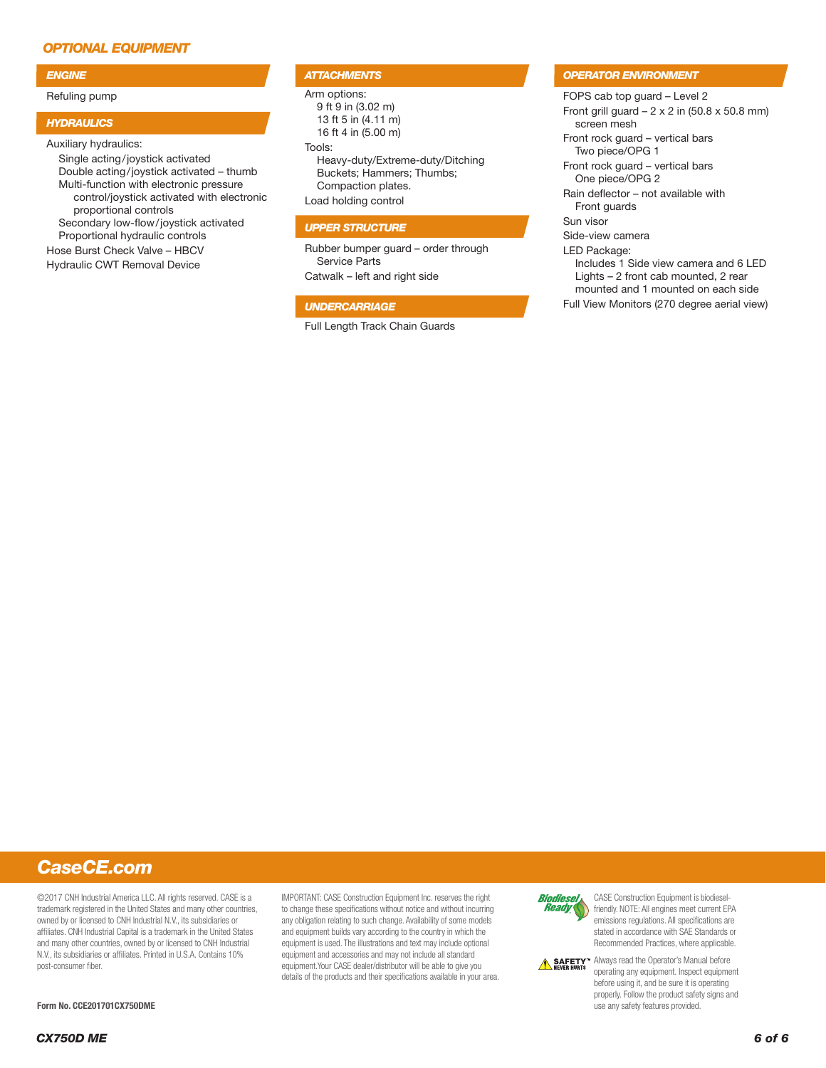## OPTIONAL EQUIPMENT

### ENGINE

Refuling pump

### HYDRAULICS

Auxiliary hydraulics:
- Single acting/joystick activated
- Double acting/joystick activated – thumb
- Multi-function with electronic pressure control/joystick activated with electronic proportional controls
- Secondary low-flow/joystick activated
- Proportional hydraulic controls

Hose Burst Check Valve – HBCV

Hydraulic CWT Removal Device

### ATTACHMENTS

Arm options:
- 9 ft 9 in (3.02 m)
- 13 ft 5 in (4.11 m)
- 16 ft 4 in (5.00 m)

Tools:
- Heavy-duty/Extreme-duty/Ditching Buckets; Hammers; Thumbs; Compaction plates.

Load holding control

### UPPER STRUCTURE

Rubber bumper guard – order through Service Parts

Catwalk – left and right side

### UNDERCARRIAGE

Full Length Track Chain Guards

### OPERATOR ENVIRONMENT

FOPS cab top guard – Level 2

Front grill guard – 2 x 2 in (50.8 x 50.8 mm) screen mesh

Front rock guard – vertical bars Two piece/OPG 1

Front rock guard – vertical bars One piece/OPG 2

Rain deflector – not available with Front guards

Sun visor

Side-view camera

LED Package:
- Includes 1 Side view camera and 6 LED Lights – 2 front cab mounted, 2 rear mounted and 1 mounted on each side

Full View Monitors (270 degree aerial view)

---

**CaseCE.com**

©2017 CNH Industrial America LLC. All rights reserved. CASE is a trademark registered in the United States and many other countries, owned by or licensed to CNH Industrial N.V., its subsidiaries or affiliates. CNH Industrial Capital is a trademark in the United States and many other countries, owned by or licensed to CNH Industrial N.V., its subsidiaries or affiliates. Printed in U.S.A. Contains 10% post-consumer fiber.

IMPORTANT: CASE Construction Equipment Inc. reserves the right to change these specifications without notice and without incurring any obligation relating to such change. Availability of some models and equipment builds vary according to the country in which the equipment is used. The illustrations and text may include optional equipment and accessories and may not include all standard equipment.Your CASE dealer/distributor will be able to give you details of the products and their specifications available in your area.

Biodiesel Ready — CASE Construction Equipment is biodiesel-friendly. NOTE: All engines meet current EPA emissions regulations. All specifications are stated in accordance with SAE Standards or Recommended Practices, where applicable.

SAFETY™ NEVER HURTS — Always read the Operator's Manual before operating any equipment. Inspect equipment before using it, and be sure it is operating properly. Follow the product safety signs and use any safety features provided.

**Form No. CCE201701CX750DME**